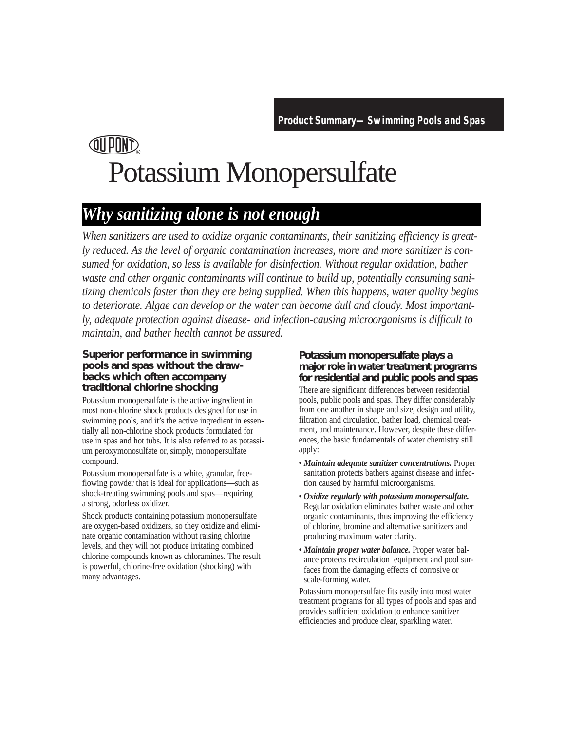Product Summary—Swimming Pools and Spas

DUPONT®

# Potassium Monopersulfate

## *Why sanitizing alone is not enough*

*When sanitizers are used to oxidize organic contaminants, their sanitizing efficiency is greatly reduced. As the level of organic contamination increases, more and more sanitizer is consumed for oxidation, so less is available for disinfection. Without regular oxidation, bather waste and other organic contaminants will continue to build up, potentially consuming sanitizing chemicals faster than they are being supplied. When this happens, water quality begins to deteriorate. Algae can develop or the water can become dull and cloudy. Most importantly, adequate protection against disease- and infection-causing microorganisms is difficult to maintain, and bather health cannot be assured.*

### Superior performance in swimming pools and spas without the drawbacks which often accompany traditional chlorine shocking

Potassium monopersulfate is the active ingredient in most non-chlorine shock products designed for use in swimming pools, and it's the active ingredient in essentially all non-chlorine shock products formulated for use in spas and hot tubs. It is also referred to as potassium peroxymonosulfate or, simply, monopersulfate compound.

Potassium monopersulfate is a white, granular, free-flowing powder that is ideal for applications—such as shock-treating swimming pools and spas—requiring a strong, odorless oxidizer.

Shock products containing potassium monopersulfate are oxygen-based oxidizers, so they oxidize and eliminate organic contamination without raising chlorine levels, and they will not produce irritating combined chlorine compounds known as chloramines. The result is powerful, chlorine-free oxidation (shocking) with many advantages.

### Potassium monopersulfate plays a major role in water treatment programs for residential and public pools and spas

There are significant differences between residential pools, public pools and spas. They differ considerably from one another in shape and size, design and utility, filtration and circulation, bather load, chemical treatment, and maintenance. However, despite these differences, the basic fundamentals of water chemistry still apply:

- ***Maintain adequate sanitizer concentrations.*** Proper sanitation protects bathers against disease and infection caused by harmful microorganisms.
- ***Oxidize regularly with potassium monopersulfate.*** Regular oxidation eliminates bather waste and other organic contaminants, thus improving the efficiency of chlorine, bromine and alternative sanitizers and producing maximum water clarity.
- ***Maintain proper water balance.*** Proper water balance protects recirculation equipment and pool surfaces from the damaging effects of corrosive or scale-forming water.

Potassium monopersulfate fits easily into most water treatment programs for all types of pools and spas and provides sufficient oxidation to enhance sanitizer efficiencies and produce clear, sparkling water.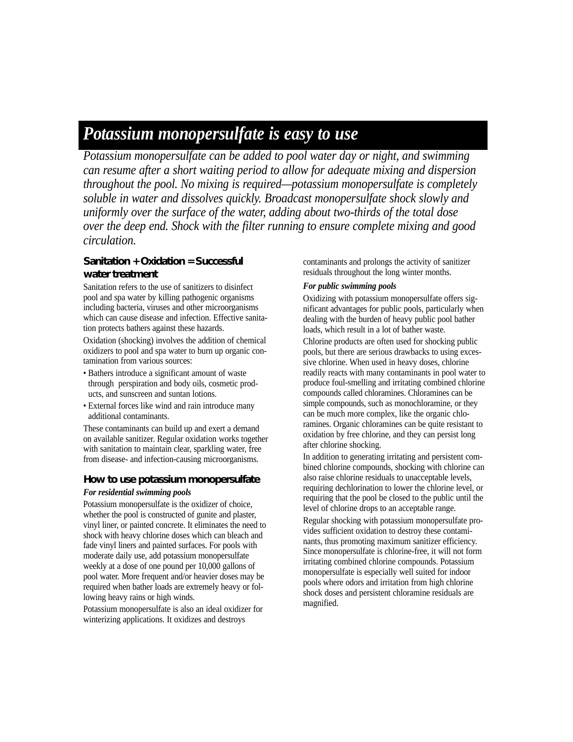# Potassium monopersulfate is easy to use

*Potassium monopersulfate can be added to pool water day or night, and swimming can resume after a short waiting period to allow for adequate mixing and dispersion throughout the pool. No mixing is required—potassium monopersulfate is completely soluble in water and dissolves quickly. Broadcast monopersulfate shock slowly and uniformly over the surface of the water, adding about two-thirds of the total dose over the deep end. Shock with the filter running to ensure complete mixing and good circulation.*

## Sanitation + Oxidation = Successful water treatment

Sanitation refers to the use of sanitizers to disinfect pool and spa water by killing pathogenic organisms including bacteria, viruses and other microorganisms which can cause disease and infection. Effective sanitation protects bathers against these hazards.

Oxidation (shocking) involves the addition of chemical oxidizers to pool and spa water to burn up organic contamination from various sources:

- Bathers introduce a significant amount of waste through perspiration and body oils, cosmetic products, and sunscreen and suntan lotions.
- External forces like wind and rain introduce many additional contaminants.

These contaminants can build up and exert a demand on available sanitizer. Regular oxidation works together with sanitation to maintain clear, sparkling water, free from disease- and infection-causing microorganisms.

## How to use potassium monopersulfate

### *For residential swimming pools*

Potassium monopersulfate is the oxidizer of choice, whether the pool is constructed of gunite and plaster, vinyl liner, or painted concrete. It eliminates the need to shock with heavy chlorine doses which can bleach and fade vinyl liners and painted surfaces. For pools with moderate daily use, add potassium monopersulfate weekly at a dose of one pound per 10,000 gallons of pool water. More frequent and/or heavier doses may be required when bather loads are extremely heavy or following heavy rains or high winds.

Potassium monopersulfate is also an ideal oxidizer for winterizing applications. It oxidizes and destroys contaminants and prolongs the activity of sanitizer residuals throughout the long winter months.

### *For public swimming pools*

Oxidizing with potassium monopersulfate offers significant advantages for public pools, particularly when dealing with the burden of heavy public pool bather loads, which result in a lot of bather waste.

Chlorine products are often used for shocking public pools, but there are serious drawbacks to using excessive chlorine. When used in heavy doses, chlorine readily reacts with many contaminants in pool water to produce foul-smelling and irritating combined chlorine compounds called chloramines. Chloramines can be simple compounds, such as monochloramine, or they can be much more complex, like the organic chloramines. Organic chloramines can be quite resistant to oxidation by free chlorine, and they can persist long after chlorine shocking.

In addition to generating irritating and persistent combined chlorine compounds, shocking with chlorine can also raise chlorine residuals to unacceptable levels, requiring dechlorination to lower the chlorine level, or requiring that the pool be closed to the public until the level of chlorine drops to an acceptable range.

Regular shocking with potassium monopersulfate provides sufficient oxidation to destroy these contaminants, thus promoting maximum sanitizer efficiency. Since monopersulfate is chlorine-free, it will not form irritating combined chlorine compounds. Potassium monopersulfate is especially well suited for indoor pools where odors and irritation from high chlorine shock doses and persistent chloramine residuals are magnified.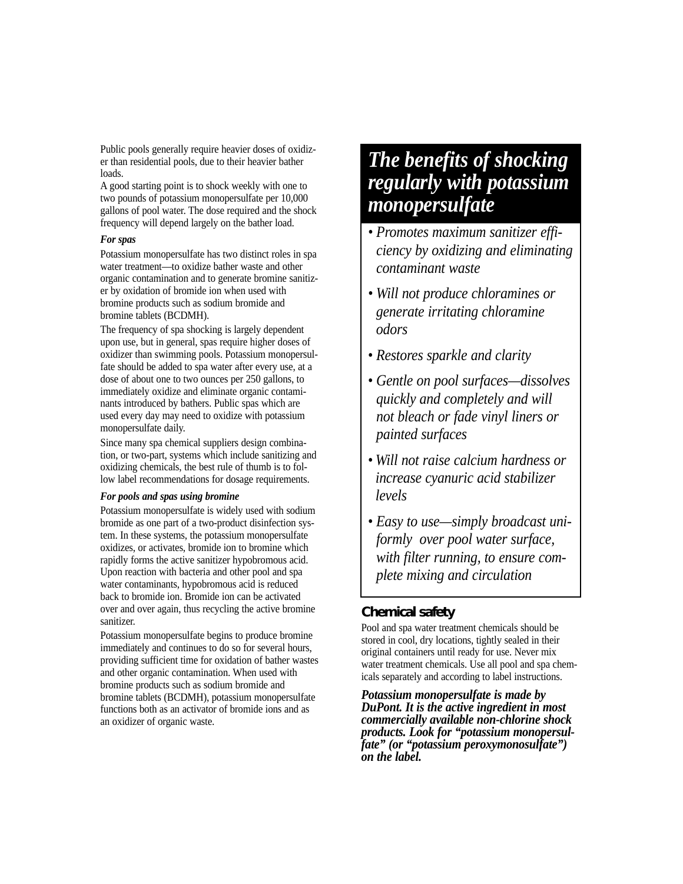Public pools generally require heavier doses of oxidizer than residential pools, due to their heavier bather loads.

A good starting point is to shock weekly with one to two pounds of potassium monopersulfate per 10,000 gallons of pool water. The dose required and the shock frequency will depend largely on the bather load.

***For spas***

Potassium monopersulfate has two distinct roles in spa water treatment—to oxidize bather waste and other organic contamination and to generate bromine sanitizer by oxidation of bromide ion when used with bromine products such as sodium bromide and bromine tablets (BCDMH).

The frequency of spa shocking is largely dependent upon use, but in general, spas require higher doses of oxidizer than swimming pools. Potassium monopersulfate should be added to spa water after every use, at a dose of about one to two ounces per 250 gallons, to immediately oxidize and eliminate organic contaminants introduced by bathers. Public spas which are used every day may need to oxidize with potassium monopersulfate daily.

Since many spa chemical suppliers design combination, or two-part, systems which include sanitizing and oxidizing chemicals, the best rule of thumb is to follow label recommendations for dosage requirements.

***For pools and spas using bromine***

Potassium monopersulfate is widely used with sodium bromide as one part of a two-product disinfection system. In these systems, the potassium monopersulfate oxidizes, or activates, bromide ion to bromine which rapidly forms the active sanitizer hypobromous acid. Upon reaction with bacteria and other pool and spa water contaminants, hypobromous acid is reduced back to bromide ion. Bromide ion can be activated over and over again, thus recycling the active bromine sanitizer.

Potassium monopersulfate begins to produce bromine immediately and continues to do so for several hours, providing sufficient time for oxidation of bather wastes and other organic contamination. When used with bromine products such as sodium bromide and bromine tablets (BCDMH), potassium monopersulfate functions both as an activator of bromide ions and as an oxidizer of organic waste.

## *The benefits of shocking regularly with potassium monopersulfate*

- *Promotes maximum sanitizer efficiency by oxidizing and eliminating contaminant waste*
- *Will not produce chloramines or generate irritating chloramine odors*
- *Restores sparkle and clarity*
- *Gentle on pool surfaces—dissolves quickly and completely and will not bleach or fade vinyl liners or painted surfaces*
- *Will not raise calcium hardness or increase cyanuric acid stabilizer levels*
- *Easy to use—simply broadcast uniformly over pool water surface, with filter running, to ensure complete mixing and circulation*

## Chemical safety

Pool and spa water treatment chemicals should be stored in cool, dry locations, tightly sealed in their original containers until ready for use. Never mix water treatment chemicals. Use all pool and spa chemicals separately and according to label instructions.

***Potassium monopersulfate is made by DuPont. It is the active ingredient in most commercially available non-chlorine shock products. Look for "potassium monopersulfate" (or "potassium peroxymonosulfate") on the label.***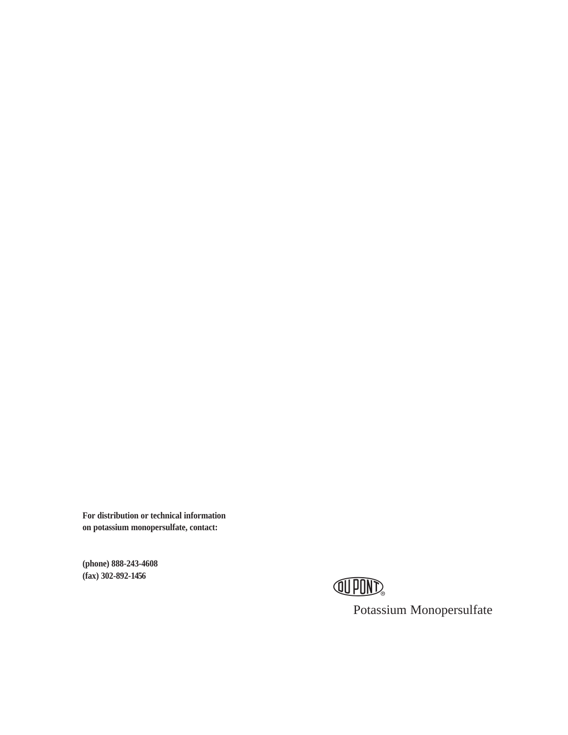**For distribution or technical information on potassium monopersulfate, contact:**

**(phone) 888-243-4608**
**(fax) 302-892-1456**

DUPONT®

Potassium Monopersulfate